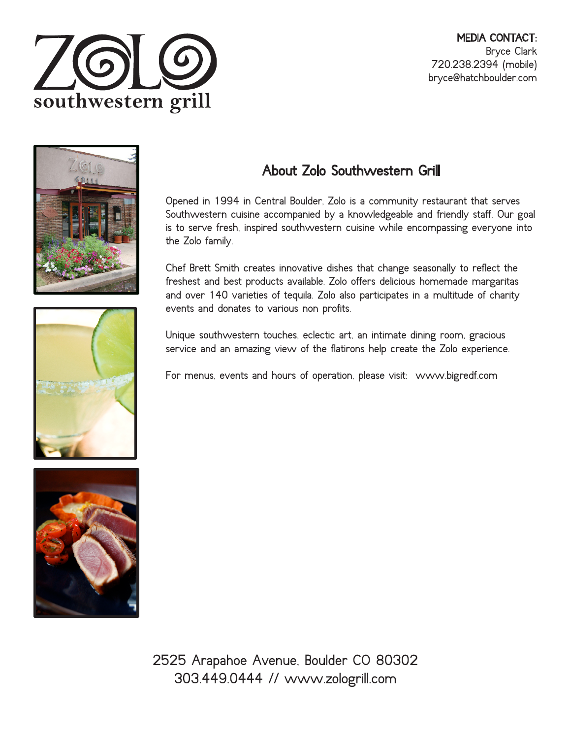ZOLO southwestern grill

**MEDIA CONTACT:**
Bryce Clark
720.238.2394 (mobile)
bryce@hatchboulder.com

## About Zolo Southwestern Grill

Opened in 1994 in Central Boulder, Zolo is a community restaurant that serves Southwestern cuisine accompanied by a knowledgeable and friendly staff. Our goal is to serve fresh, inspired southwestern cuisine while encompassing everyone into the Zolo family.

Chef Brett Smith creates innovative dishes that change seasonally to reflect the freshest and best products available. Zolo offers delicious homemade margaritas and over 140 varieties of tequila. Zolo also participates in a multitude of charity events and donates to various non profits.

Unique southwestern touches, eclectic art, an intimate dining room, gracious service and an amazing view of the flatirons help create the Zolo experience.

For menus, events and hours of operation, please visit: www.bigredf.com

2525 Arapahoe Avenue, Boulder CO 80302
303.449.0444 // www.zologrill.com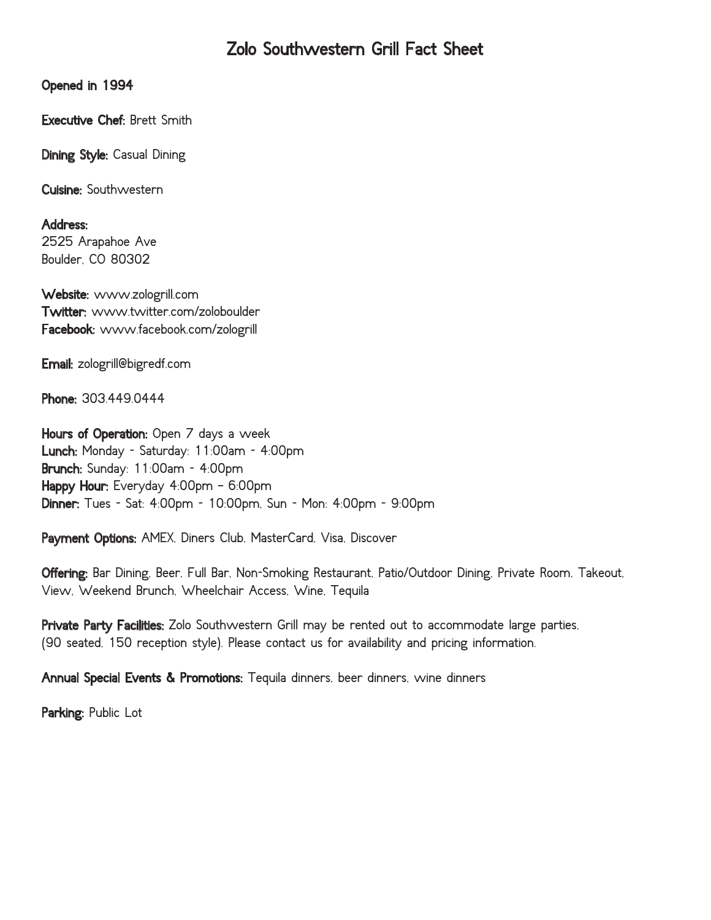# Zolo Southwestern Grill Fact Sheet

**Opened in 1994**

**Executive Chef:** Brett Smith

**Dining Style:** Casual Dining

**Cuisine:** Southwestern

**Address:**
2525 Arapahoe Ave
Boulder, CO 80302

**Website:** www.zologrill.com
**Twitter:** www.twitter.com/zoloboulder
**Facebook:** www.facebook.com/zologrill

**Email:** zologrill@bigredf.com

**Phone:** 303.449.0444

**Hours of Operation:** Open 7 days a week
**Lunch:** Monday - Saturday: 11:00am - 4:00pm
**Brunch:** Sunday: 11:00am - 4:00pm
**Happy Hour:** Everyday 4:00pm – 6:00pm
**Dinner:** Tues - Sat: 4:00pm - 10:00pm, Sun - Mon: 4:00pm - 9:00pm

**Payment Options:** AMEX, Diners Club, MasterCard, Visa, Discover

**Offering:** Bar Dining, Beer, Full Bar, Non-Smoking Restaurant, Patio/Outdoor Dining, Private Room, Takeout, View, Weekend Brunch, Wheelchair Access, Wine, Tequila

**Private Party Facilities:** Zolo Southwestern Grill may be rented out to accommodate large parties, (90 seated, 150 reception style). Please contact us for availability and pricing information.

**Annual Special Events & Promotions:** Tequila dinners, beer dinners, wine dinners

**Parking:** Public Lot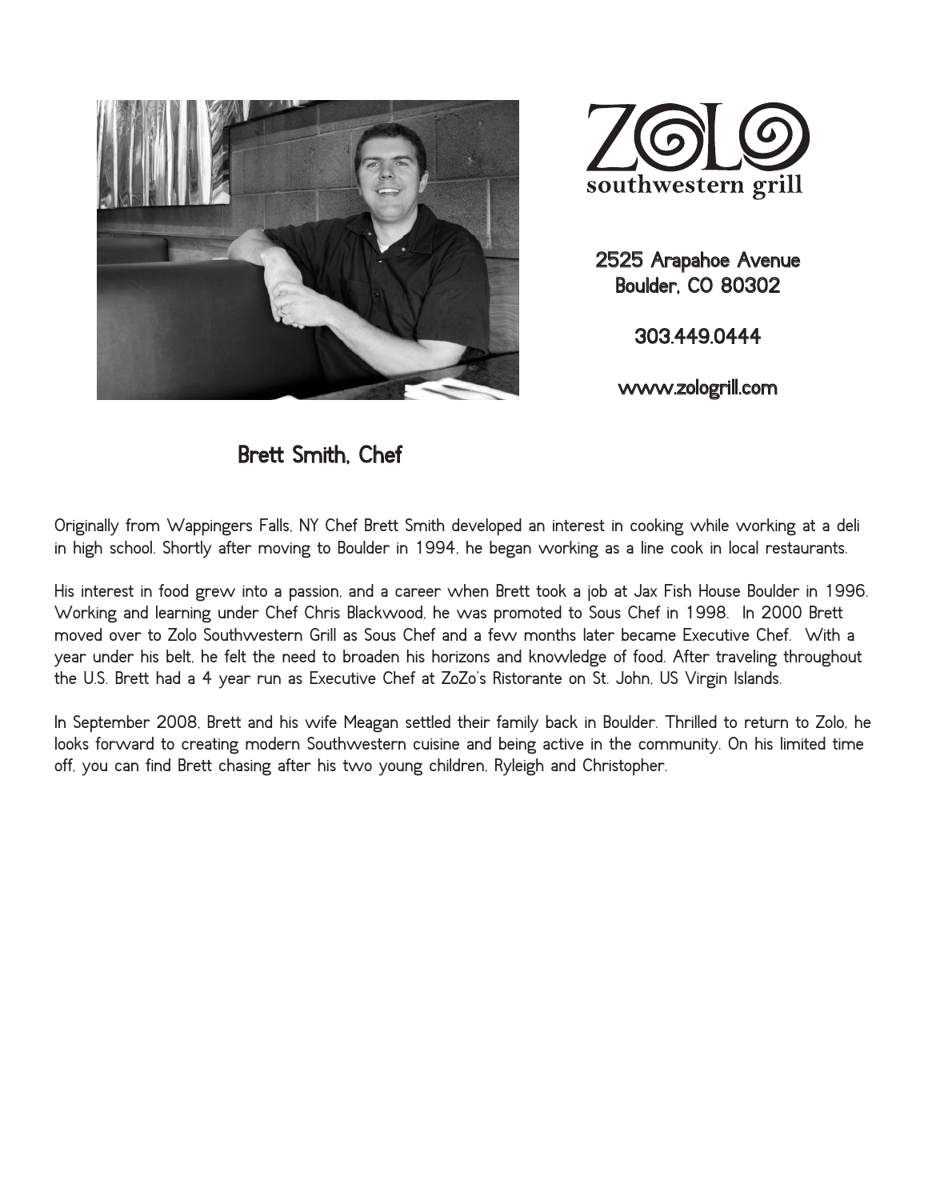ZOLO southwestern grill

2525 Arapahoe Avenue
Boulder, CO 80302

303.449.0444

www.zologrill.com

## Brett Smith, Chef

Originally from Wappingers Falls, NY Chef Brett Smith developed an interest in cooking while working at a deli in high school. Shortly after moving to Boulder in 1994, he began working as a line cook in local restaurants.

His interest in food grew into a passion, and a career when Brett took a job at Jax Fish House Boulder in 1996. Working and learning under Chef Chris Blackwood, he was promoted to Sous Chef in 1998. In 2000 Brett moved over to Zolo Southwestern Grill as Sous Chef and a few months later became Executive Chef. With a year under his belt, he felt the need to broaden his horizons and knowledge of food. After traveling throughout the U.S. Brett had a 4 year run as Executive Chef at ZoZo's Ristorante on St. John, US Virgin Islands.

In September 2008, Brett and his wife Meagan settled their family back in Boulder. Thrilled to return to Zolo, he looks forward to creating modern Southwestern cuisine and being active in the community. On his limited time off, you can find Brett chasing after his two young children, Ryleigh and Christopher.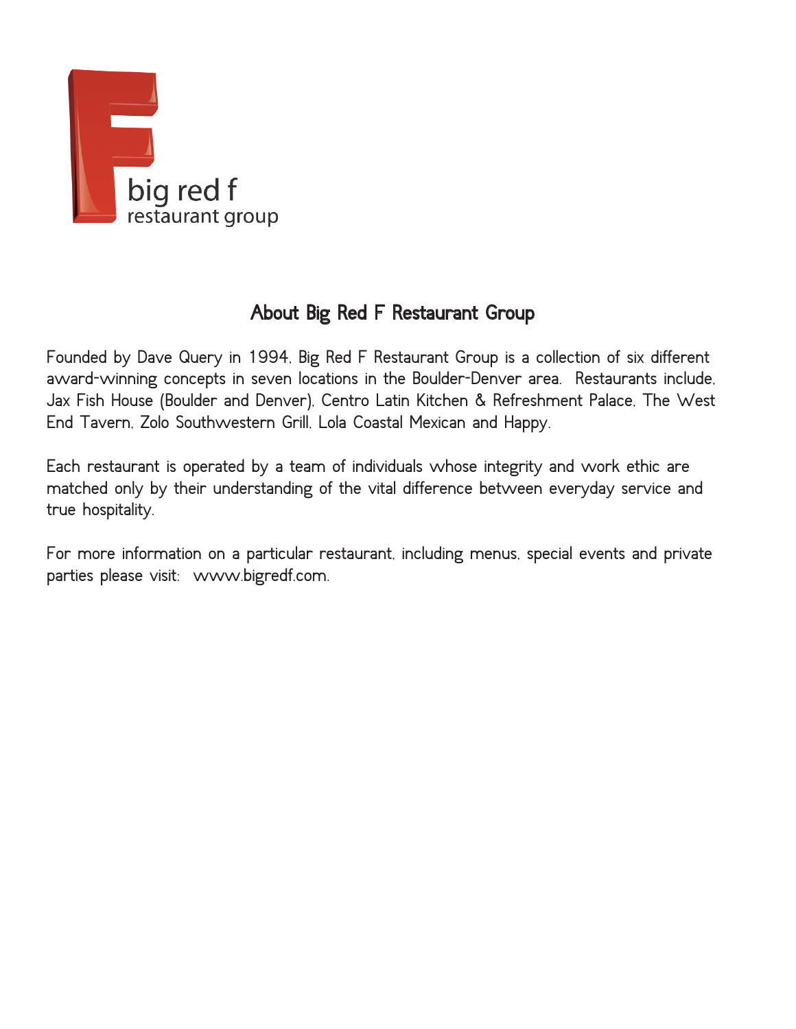big red f
restaurant group

## About Big Red F Restaurant Group

Founded by Dave Query in 1994, Big Red F Restaurant Group is a collection of six different award-winning concepts in seven locations in the Boulder-Denver area. Restaurants include, Jax Fish House (Boulder and Denver), Centro Latin Kitchen & Refreshment Palace, The West End Tavern, Zolo Southwestern Grill, Lola Coastal Mexican and Happy.

Each restaurant is operated by a team of individuals whose integrity and work ethic are matched only by their understanding of the vital difference between everyday service and true hospitality.

For more information on a particular restaurant, including menus, special events and private parties please visit: www.bigredf.com.